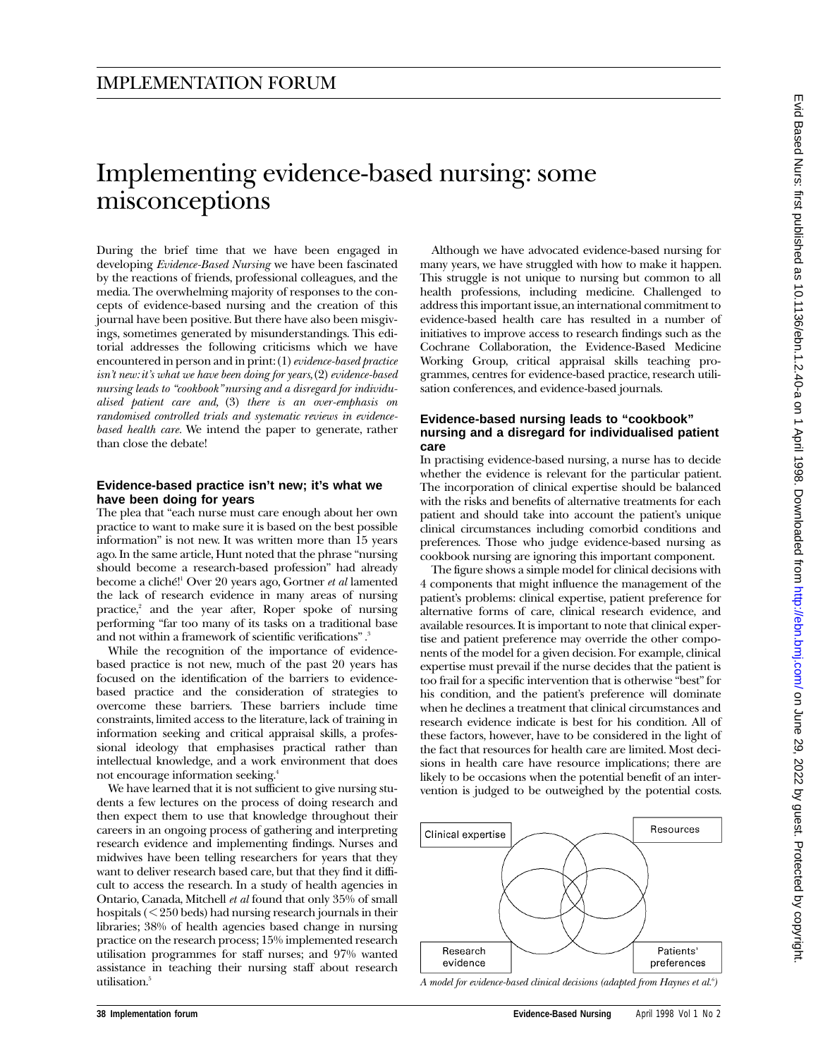## IMPLEMENTATION FORUM

# Implementing evidence-based nursing: some misconceptions

During the brief time that we have been engaged in developing *Evidence-Based Nursing* we have been fascinated by the reactions of friends, professional colleagues, and the media. The overwhelming majority of responses to the concepts of evidence-based nursing and the creation of this journal have been positive. But there have also been misgivings, sometimes generated by misunderstandings. This editorial addresses the following criticisms which we have encountered in person and in print: (1) *evidence-based practice isn't new: it's what we have been doing for years*, (2) *evidence-based nursing leads to "cookbook" nursing and a disregard for individualised patient care* and, (3) *there is an over-emphasis on randomised controlled trials and systematic reviews in evidence-based health care*. We intend the paper to generate, rather than close the debate!

### Evidence-based practice isn't new; it's what we have been doing for years

The plea that "each nurse must care enough about her own practice to want to make sure it is based on the best possible information" is not new. It was written more than 15 years ago. In the same article, Hunt noted that the phrase "nursing should become a research-based profession" had already become a cliché![1] Over 20 years ago, Gortner *et al* lamented the lack of research evidence in many areas of nursing practice,[2] and the year after, Roper spoke of nursing performing "far too many of its tasks on a traditional base and not within a framework of scientific verifications".[3]

While the recognition of the importance of evidence-based practice is not new, much of the past 20 years has focused on the identification of the barriers to evidence-based practice and the consideration of strategies to overcome these barriers. These barriers include time constraints, limited access to the literature, lack of training in information seeking and critical appraisal skills, a professional ideology that emphasises practical rather than intellectual knowledge, and a work environment that does not encourage information seeking.[4]

We have learned that it is not sufficient to give nursing students a few lectures on the process of doing research and then expect them to use that knowledge throughout their careers in an ongoing process of gathering and interpreting research evidence and implementing findings. Nurses and midwives have been telling researchers for years that they want to deliver research based care, but that they find it difficult to access the research. In a study of health agencies in Ontario, Canada, Mitchell *et al* found that only 35% of small hospitals (<250 beds) had nursing research journals in their libraries; 38% of health agencies based change in nursing practice on the research process; 15% implemented research utilisation programmes for staff nurses; and 97% wanted assistance in teaching their nursing staff about research utilisation.[5]

Although we have advocated evidence-based nursing for many years, we have struggled with how to make it happen. This struggle is not unique to nursing but common to all health professions, including medicine. Challenged to address this important issue, an international commitment to evidence-based health care has resulted in a number of initiatives to improve access to research findings such as the Cochrane Collaboration, the Evidence-Based Medicine Working Group, critical appraisal skills teaching programmes, centres for evidence-based practice, research utilisation conferences, and evidence-based journals.

### Evidence-based nursing leads to "cookbook" nursing and a disregard for individualised patient care

In practising evidence-based nursing, a nurse has to decide whether the evidence is relevant for the particular patient. The incorporation of clinical expertise should be balanced with the risks and benefits of alternative treatments for each patient and should take into account the patient's unique clinical circumstances including comorbid conditions and preferences. Those who judge evidence-based nursing as cookbook nursing are ignoring this important component.

The figure shows a simple model for clinical decisions with 4 components that might influence the management of the patient's problems: clinical expertise, patient preference for alternative forms of care, clinical research evidence, and available resources. It is important to note that clinical expertise and patient preference may override the other components of the model for a given decision. For example, clinical expertise must prevail if the nurse decides that the patient is too frail for a specific intervention that is otherwise "best" for his condition, and the patient's preference will dominate when he declines a treatment that clinical circumstances and research evidence indicate is best for his condition. All of these factors, however, have to be considered in the light of the fact that resources for health care are limited. Most decisions in health care have resource implications; there are likely to be occasions when the potential benefit of an intervention is judged to be outweighed by the potential costs.

Clinical expertise

Resources

Research evidence

Patients' preferences

*A model for evidence-based clinical decisions (adapted from Haynes et al.[6])*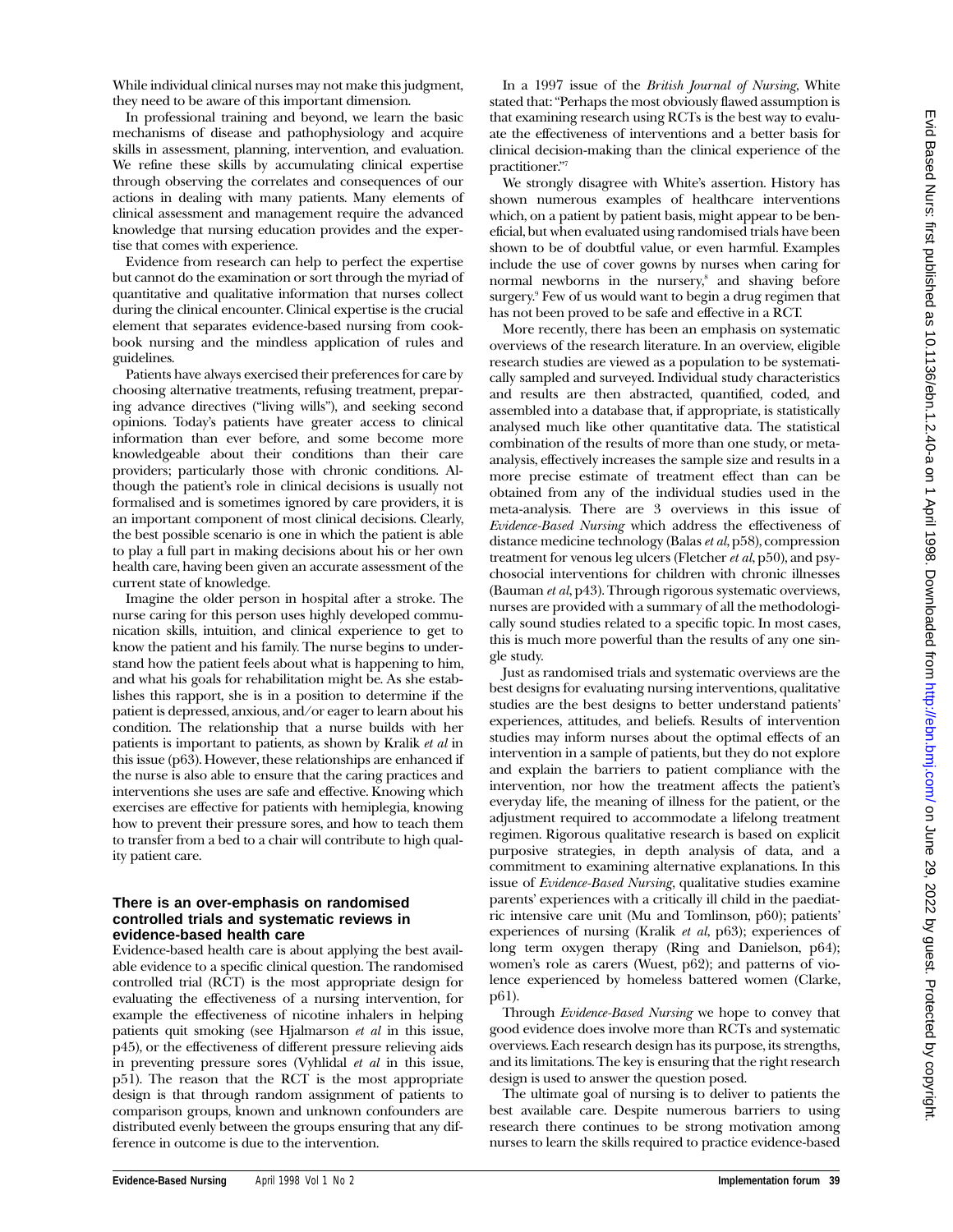While individual clinical nurses may not make this judgment, they need to be aware of this important dimension.

In professional training and beyond, we learn the basic mechanisms of disease and pathophysiology and acquire skills in assessment, planning, intervention, and evaluation. We refine these skills by accumulating clinical expertise through observing the correlates and consequences of our actions in dealing with many patients. Many elements of clinical assessment and management require the advanced knowledge that nursing education provides and the expertise that comes with experience.

Evidence from research can help to perfect the expertise but cannot do the examination or sort through the myriad of quantitative and qualitative information that nurses collect during the clinical encounter. Clinical expertise is the crucial element that separates evidence-based nursing from cookbook nursing and the mindless application of rules and guidelines.

Patients have always exercised their preferences for care by choosing alternative treatments, refusing treatment, preparing advance directives ("living wills"), and seeking second opinions. Today's patients have greater access to clinical information than ever before, and some become more knowledgeable about their conditions than their care providers; particularly those with chronic conditions. Although the patient's role in clinical decisions is usually not formalised and is sometimes ignored by care providers, it is an important component of most clinical decisions. Clearly, the best possible scenario is one in which the patient is able to play a full part in making decisions about his or her own health care, having been given an accurate assessment of the current state of knowledge.

Imagine the older person in hospital after a stroke. The nurse caring for this person uses highly developed communication skills, intuition, and clinical experience to get to know the patient and his family. The nurse begins to understand how the patient feels about what is happening to him, and what his goals for rehabilitation might be. As she establishes this rapport, she is in a position to determine if the patient is depressed, anxious, and/or eager to learn about his condition. The relationship that a nurse builds with her patients is important to patients, as shown by Kralik *et al* in this issue (p63). However, these relationships are enhanced if the nurse is also able to ensure that the caring practices and interventions she uses are safe and effective. Knowing which exercises are effective for patients with hemiplegia, knowing how to prevent their pressure sores, and how to teach them to transfer from a bed to a chair will contribute to high quality patient care.

### There is an over-emphasis on randomised controlled trials and systematic reviews in evidence-based health care

Evidence-based health care is about applying the best available evidence to a specific clinical question. The randomised controlled trial (RCT) is the most appropriate design for evaluating the effectiveness of a nursing intervention, for example the effectiveness of nicotine inhalers in helping patients quit smoking (see Hjalmarson *et al* in this issue, p45), or the effectiveness of different pressure relieving aids in preventing pressure sores (Vyhlidal *et al* in this issue, p51). The reason that the RCT is the most appropriate design is that through random assignment of patients to comparison groups, known and unknown confounders are distributed evenly between the groups ensuring that any difference in outcome is due to the intervention.

In a 1997 issue of the *British Journal of Nursing*, White stated that: "Perhaps the most obviously flawed assumption is that examining research using RCTs is the best way to evaluate the effectiveness of interventions and a better basis for clinical decision-making than the clinical experience of the practitioner."[7]

We strongly disagree with White's assertion. History has shown numerous examples of healthcare interventions which, on a patient by patient basis, might appear to be beneficial, but when evaluated using randomised trials have been shown to be of doubtful value, or even harmful. Examples include the use of cover gowns by nurses when caring for normal newborns in the nursery,[8] and shaving before surgery.[9] Few of us would want to begin a drug regimen that has not been proved to be safe and effective in a RCT.

More recently, there has been an emphasis on systematic overviews of the research literature. In an overview, eligible research studies are viewed as a population to be systematically sampled and surveyed. Individual study characteristics and results are then abstracted, quantified, coded, and assembled into a database that, if appropriate, is statistically analysed much like other quantitative data. The statistical combination of the results of more than one study, or meta-analysis, effectively increases the sample size and results in a more precise estimate of treatment effect than can be obtained from any of the individual studies used in the meta-analysis. There are 3 overviews in this issue of *Evidence-Based Nursing* which address the effectiveness of distance medicine technology (Balas *et al*, p58), compression treatment for venous leg ulcers (Fletcher *et al*, p50), and psychosocial interventions for children with chronic illnesses (Bauman *et al*, p43). Through rigorous systematic overviews, nurses are provided with a summary of all the methodologically sound studies related to a specific topic. In most cases, this is much more powerful than the results of any one single study.

Just as randomised trials and systematic overviews are the best designs for evaluating nursing interventions, qualitative studies are the best designs to better understand patients' experiences, attitudes, and beliefs. Results of intervention studies may inform nurses about the optimal effects of an intervention in a sample of patients, but they do not explore and explain the barriers to patient compliance with the intervention, nor how the treatment affects the patient's everyday life, the meaning of illness for the patient, or the adjustment required to accommodate a lifelong treatment regimen. Rigorous qualitative research is based on explicit purposive strategies, in depth analysis of data, and a commitment to examining alternative explanations. In this issue of *Evidence-Based Nursing*, qualitative studies examine parents' experiences with a critically ill child in the paediatric intensive care unit (Mu and Tomlinson, p60); patients' experiences of nursing (Kralik *et al*, p63); experiences of long term oxygen therapy (Ring and Danielson, p64); women's role as carers (Wuest, p62); and patterns of violence experienced by homeless battered women (Clarke, p61).

Through *Evidence-Based Nursing* we hope to convey that good evidence does involve more than RCTs and systematic overviews. Each research design has its purpose, its strengths, and its limitations. The key is ensuring that the right research design is used to answer the question posed.

The ultimate goal of nursing is to deliver to patients the best available care. Despite numerous barriers to using research there continues to be strong motivation among nurses to learn the skills required to practice evidence-based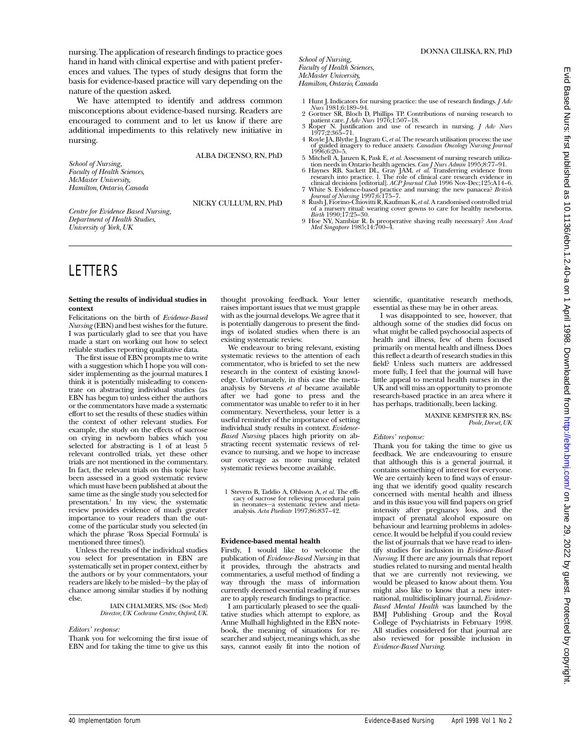nursing. The application of research findings to practice goes hand in hand with clinical expertise and with patient preferences and values. The types of study designs that form the basis for evidence-based practice will vary depending on the nature of the question asked.

We have attempted to identify and address common misconceptions about evidence-based nursing. Readers are encouraged to comment and to let us know if there are additional impediments to this relatively new initiative in nursing.

ALBA DiCENSO, RN, PhD

*School of Nursing,*
*Faculty of Health Sciences,*
*McMaster University,*
*Hamilton, Ontario, Canada*

NICKY CULLUM, RN, PhD

*Centre for Evidence Based Nursing,*
*Department of Health Studies,*
*University of York, UK*

DONNA CILISKA, RN, PhD

*School of Nursing,*
*Faculty of Health Sciences,*
*McMaster University,*
*Hamilton, Ontario, Canada*

1 Hunt J. Indicators for nursing practice: the use of research findings. *J Adv Nurs* 1981;6:189–94.
2 Gortner SR, Bloch D, Phillips TP. Contributions of nursing research to patient care. *J Adv Nurs* 1976;1:507–18.
3 Roper N. Justification and use of research in nursing. *J Adv Nurs* 1977;2:365–71.
4 Royle JA, Blythe J, Ingram C, *et al*. The research utilisation process: the use of guided imagery to reduce anxiety. *Canadian Oncology Nursing Journal* 1996;6:20–5.
5 Mitchell A, Janzen K, Pask E, *et al*. Assessment of nursing research utilization needs in Ontario health agencies. *Can J Nurs Admin* 1995;8:77–91.
6 Haynes RB, Sackett DL, Gray JAM, *et al*. Transferring evidence from research into practice. 1. The role of clinical care research evidence in clinical decisions [editorial]. *ACP Journal Club* 1996 Nov-Dec;125:A14–6.
7 White S. Evidence-based practice and nursing: the new panacea? *British Journal of Nursing* 1997;6:175–7.
8 Rush J, Fiorino-Chiovitti R, Kaufman K, *et al*. A randomised controlled trial of a nursery ritual: wearing cover gowns to care for healthy newborns. *Birth* 1990;17:25–30.
9 Hoe NY, Nambiar R. Is preoperative shaving really necessary? *Ann Acad Med Singapore* 1985;14:700–4.

# LETTERS

**Setting the results of individual studies in context**

Felicitations on the birth of *Evidence-Based Nursing* (EBN) and best wishes for the future. I was particularly glad to see that you have made a start on working out how to select reliable studies reporting qualitative data.

The first issue of EBN prompts me to write with a suggestion which I hope you will consider implementing as the journal matures. I think it is potentially misleading to concentrate on abstracting individual studies (as EBN has begun to) unless either the authors or the commentators have made a systematic effort to set the results of these studies within the context of other relevant studies. For example, the study on the effects of sucrose on crying in newborn babies which you selected for abstracting is 1 of at least 5 relevant controlled trials, yet these other trials are not mentioned in the commentary. In fact, the relevant trials on this topic have been assessed in a good systematic review which must have been published at about the same time as the single study you selected for presentation.[1] In my view, the systematic review provides evidence of much greater importance to your readers than the outcome of the particular study you selected (in which the phrase 'Ross Special Formula' is mentioned three times!).

Unless the results of the individual studies you select for presentation in EBN are systematically set in proper context, either by the authors or by your commentators, your readers are likely to be misled—by the play of chance among similar studies if by nothing else.

IAIN CHALMERS, MSc (Soc Med)
*Director, UK Cochrane Centre, Oxford, UK.*

*Editors' response:*

Thank you for welcoming the first issue of EBN and for taking the time to give us this thought provoking feedback. Your letter raises important issues that we must grapple with as the journal develops. We agree that it is potentially dangerous to present the findings of isolated studies when there is an existing systematic review.

We endeavour to bring relevant, existing systematic reviews to the attention of each commentator, who is briefed to set the new research in the context of existing knowledge. Unfortunately, in this case the meta-analysis by Stevens *et al* became available after we had gone to press and the commentator was unable to refer to it in her commentary. Nevertheless, your letter is a useful reminder of the importance of setting individual study results in context. *Evidence-Based Nursing* places high priority on abstracting recent systematic reviews of relevance to nursing, and we hope to increase our coverage as more nursing related systematic reviews become available.

1 Stevens B, Taddio A, Ohlsson A, *et al*. The efficacy of sucrose for relieving procedural pain in neonates—a systematic review and meta-analysis. *Acta Paediatr* 1997;86:837–42.

**Evidence-based mental health**

Firstly, I would like to welcome the publication of *Evidence-Based Nursing* in that it provides, through the abstracts and commentaries, a useful method of finding a way through the mass of information currently deemed essential reading if nurses are to apply research findings to practice.

I am particularly pleased to see the qualitative studies which attempt to explore, as Anne Mulhall highlighted in the EBN notebook, the meaning of situations for researcher and subject, meanings which, as she says, cannot easily fit into the notion of scientific, quantitative research methods, essential as these may be in other areas.

I was disappointed to see, however, that although some of the studies did focus on what might be called psychosocial aspects of health and illness, few of them focused primarily on mental health and illness. Does this reflect a dearth of research studies in this field? Unless such matters are addressed more fully, I feel that the journal will have little appeal to mental health nurses in the UK and will miss an opportunity to promote research-based practice in an area where it has perhaps, traditionally, been lacking.

MAXINE KEMPSTER RN, BSc
*Poole, Dorset, UK*

*Editors' response:*

Thank you for taking the time to give us feedback. We are endeavouring to ensure that although this is a general journal, it contains something of interest for everyone. We are certainly keen to find ways of ensuring that we identify good quality research concerned with mental health and illness and in this issue you will find papers on grief intensity after pregnancy loss, and the impact of prenatal alcohol exposure on behaviour and learning problems in adolescence. It would be helpful if you could review the list of journals that we have read to identify studies for inclusion in *Evidence-Based Nursing*. If there are any journals that report studies related to nursing and mental health that we are currently not reviewing, we would be pleased to know about them. You might also like to know that a new international, multidisciplinary journal, *Evidence-Based Mental Health* was launched by the BMJ Publishing Group and the Royal College of Psychiatrists in February 1998. All studies considered for that journal are also reviewed for possible inclusion in *Evidence-Based Nursing*.